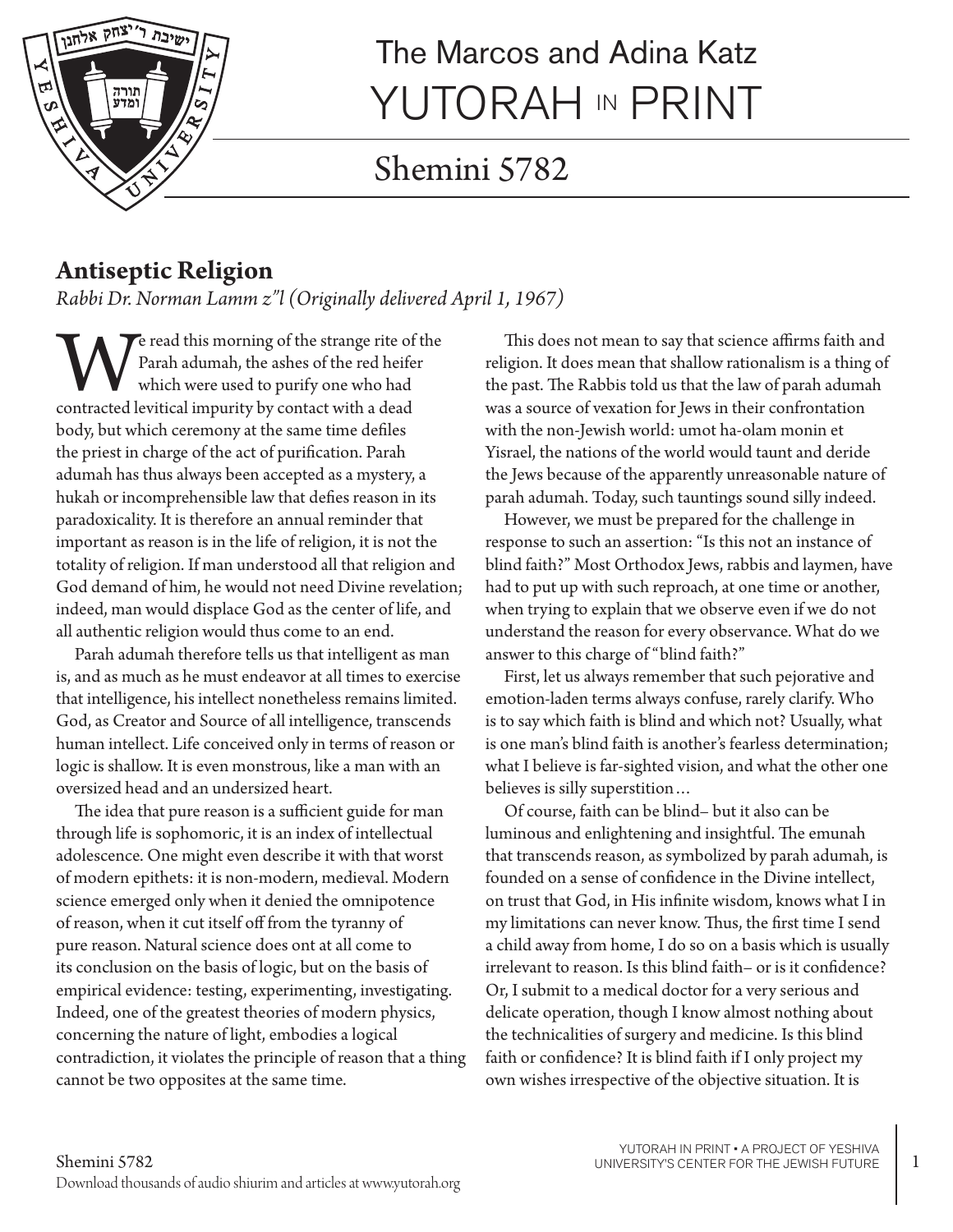# The Marcos and Adina Katz YUTORAH IN PRINT

## Shemini 5782

## Antiseptic Religion

*Rabbi Dr. Norman Lamm z"l (Originally delivered April 1, 1967)*

We read this morning of the strange rite of the Parah adumah, the ashes of the red heifer which were used to purify one who had contracted levitical impurity by contact with a dead body, but which ceremony at the same time defiles the priest in charge of the act of purification. Parah adumah has thus always been accepted as a mystery, a hukah or incomprehensible law that defies reason in its paradoxicality. It is therefore an annual reminder that important as reason is in the life of religion, it is not the totality of religion. If man understood all that religion and God demand of him, he would not need Divine revelation; indeed, man would displace God as the center of life, and all authentic religion would thus come to an end.

Parah adumah therefore tells us that intelligent as man is, and as much as he must endeavor at all times to exercise that intelligence, his intellect nonetheless remains limited. God, as Creator and Source of all intelligence, transcends human intellect. Life conceived only in terms of reason or logic is shallow. It is even monstrous, like a man with an oversized head and an undersized heart.

The idea that pure reason is a sufficient guide for man through life is sophomoric, it is an index of intellectual adolescence. One might even describe it with that worst of modern epithets: it is non-modern, medieval. Modern science emerged only when it denied the omnipotence of reason, when it cut itself off from the tyranny of pure reason. Natural science does ont at all come to its conclusion on the basis of logic, but on the basis of empirical evidence: testing, experimenting, investigating. Indeed, one of the greatest theories of modern physics, concerning the nature of light, embodies a logical contradiction, it violates the principle of reason that a thing cannot be two opposites at the same time.

This does not mean to say that science affirms faith and religion. It does mean that shallow rationalism is a thing of the past. The Rabbis told us that the law of parah adumah was a source of vexation for Jews in their confrontation with the non-Jewish world: umot ha-olam monin et Yisrael, the nations of the world would taunt and deride the Jews because of the apparently unreasonable nature of parah adumah. Today, such tauntings sound silly indeed.

However, we must be prepared for the challenge in response to such an assertion: "Is this not an instance of blind faith?" Most Orthodox Jews, rabbis and laymen, have had to put up with such reproach, at one time or another, when trying to explain that we observe even if we do not understand the reason for every observance. What do we answer to this charge of "blind faith?"

First, let us always remember that such pejorative and emotion-laden terms always confuse, rarely clarify. Who is to say which faith is blind and which not? Usually, what is one man's blind faith is another's fearless determination; what I believe is far-sighted vision, and what the other one believes is silly superstition…

Of course, faith can be blind– but it also can be luminous and enlightening and insightful. The emunah that transcends reason, as symbolized by parah adumah, is founded on a sense of confidence in the Divine intellect, on trust that God, in His infinite wisdom, knows what I in my limitations can never know. Thus, the first time I send a child away from home, I do so on a basis which is usually irrelevant to reason. Is this blind faith– or is it confidence? Or, I submit to a medical doctor for a very serious and delicate operation, though I know almost nothing about the technicalities of surgery and medicine. Is this blind faith or confidence? It is blind faith if I only project my own wishes irrespective of the objective situation. It is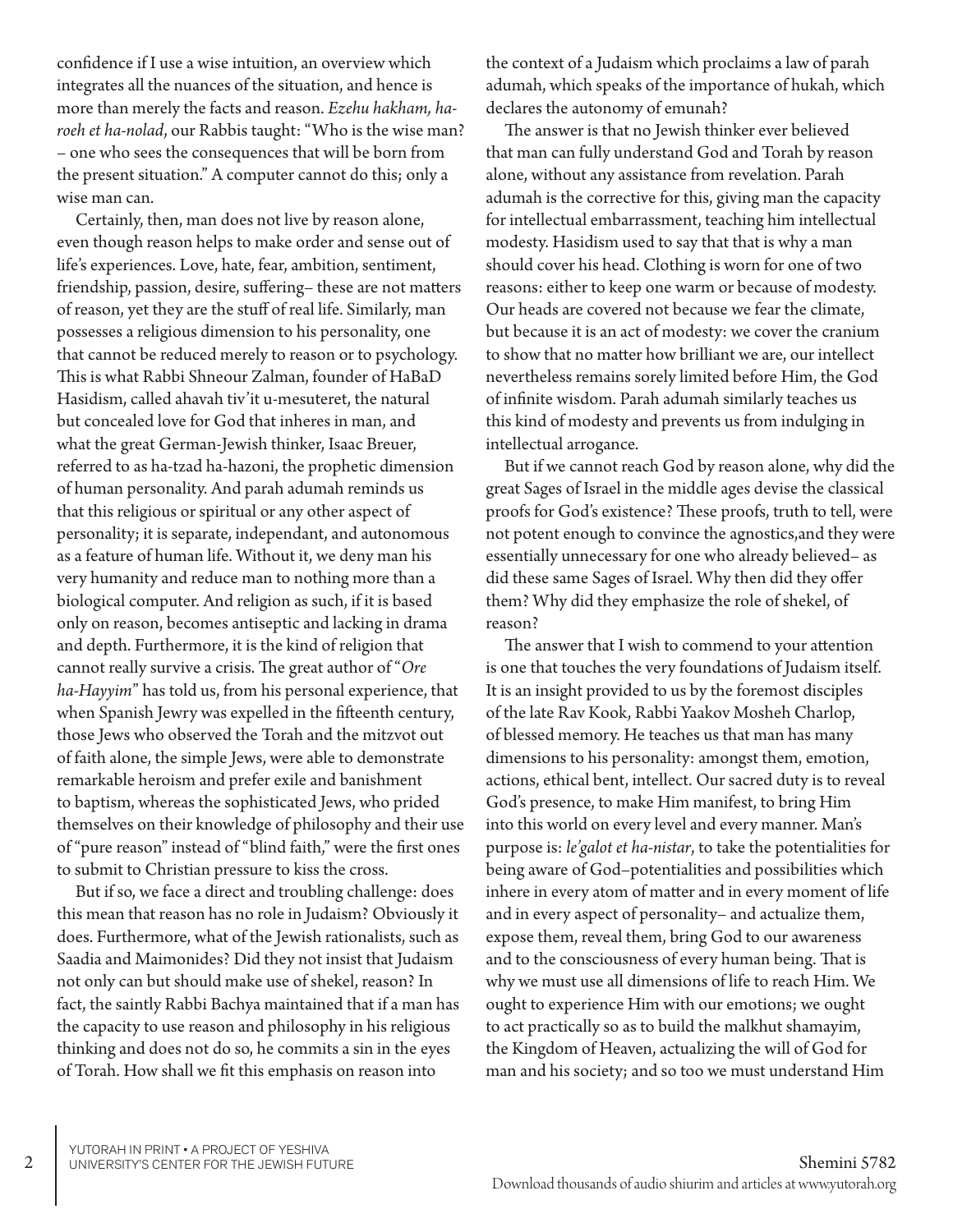confidence if I use a wise intuition, an overview which integrates all the nuances of the situation, and hence is more than merely the facts and reason. *Ezehu hakham, ha-roeh et ha-nolad*, our Rabbis taught: "Who is the wise man? – one who sees the consequences that will be born from the present situation." A computer cannot do this; only a wise man can.

Certainly, then, man does not live by reason alone, even though reason helps to make order and sense out of life's experiences. Love, hate, fear, ambition, sentiment, friendship, passion, desire, suffering– these are not matters of reason, yet they are the stuff of real life. Similarly, man possesses a religious dimension to his personality, one that cannot be reduced merely to reason or to psychology. This is what Rabbi Shneour Zalman, founder of HaBaD Hasidism, called ahavah tiv'it u-mesuteret, the natural but concealed love for God that inheres in man, and what the great German-Jewish thinker, Isaac Breuer, referred to as ha-tzad ha-hazoni, the prophetic dimension of human personality. And parah adumah reminds us that this religious or spiritual or any other aspect of personality; it is separate, independant, and autonomous as a feature of human life. Without it, we deny man his very humanity and reduce man to nothing more than a biological computer. And religion as such, if it is based only on reason, becomes antiseptic and lacking in drama and depth. Furthermore, it is the kind of religion that cannot really survive a crisis. The great author of "*Ore ha-Hayyim*" has told us, from his personal experience, that when Spanish Jewry was expelled in the fifteenth century, those Jews who observed the Torah and the mitzvot out of faith alone, the simple Jews, were able to demonstrate remarkable heroism and prefer exile and banishment to baptism, whereas the sophisticated Jews, who prided themselves on their knowledge of philosophy and their use of "pure reason" instead of "blind faith," were the first ones to submit to Christian pressure to kiss the cross.

But if so, we face a direct and troubling challenge: does this mean that reason has no role in Judaism? Obviously it does. Furthermore, what of the Jewish rationalists, such as Saadia and Maimonides? Did they not insist that Judaism not only can but should make use of shekel, reason? In fact, the saintly Rabbi Bachya maintained that if a man has the capacity to use reason and philosophy in his religious thinking and does not do so, he commits a sin in the eyes of Torah. How shall we fit this emphasis on reason into the context of a Judaism which proclaims a law of parah adumah, which speaks of the importance of hukah, which declares the autonomy of emunah?

The answer is that no Jewish thinker ever believed that man can fully understand God and Torah by reason alone, without any assistance from revelation. Parah adumah is the corrective for this, giving man the capacity for intellectual embarrassment, teaching him intellectual modesty. Hasidism used to say that that is why a man should cover his head. Clothing is worn for one of two reasons: either to keep one warm or because of modesty. Our heads are covered not because we fear the climate, but because it is an act of modesty: we cover the cranium to show that no matter how brilliant we are, our intellect nevertheless remains sorely limited before Him, the God of infinite wisdom. Parah adumah similarly teaches us this kind of modesty and prevents us from indulging in intellectual arrogance.

But if we cannot reach God by reason alone, why did the great Sages of Israel in the middle ages devise the classical proofs for God's existence? These proofs, truth to tell, were not potent enough to convince the agnostics,and they were essentially unnecessary for one who already believed– as did these same Sages of Israel. Why then did they offer them? Why did they emphasize the role of shekel, of reason?

The answer that I wish to commend to your attention is one that touches the very foundations of Judaism itself. It is an insight provided to us by the foremost disciples of the late Rav Kook, Rabbi Yaakov Mosheh Charlop, of blessed memory. He teaches us that man has many dimensions to his personality: amongst them, emotion, actions, ethical bent, intellect. Our sacred duty is to reveal God's presence, to make Him manifest, to bring Him into this world on every level and every manner. Man's purpose is: *le'galot et ha-nistar*, to take the potentialities for being aware of God–potentialities and possibilities which inhere in every atom of matter and in every moment of life and in every aspect of personality– and actualize them, expose them, reveal them, bring God to our awareness and to the consciousness of every human being. That is why we must use all dimensions of life to reach Him. We ought to experience Him with our emotions; we ought to act practically so as to build the malkhut shamayim, the Kingdom of Heaven, actualizing the will of God for man and his society; and so too we must understand Him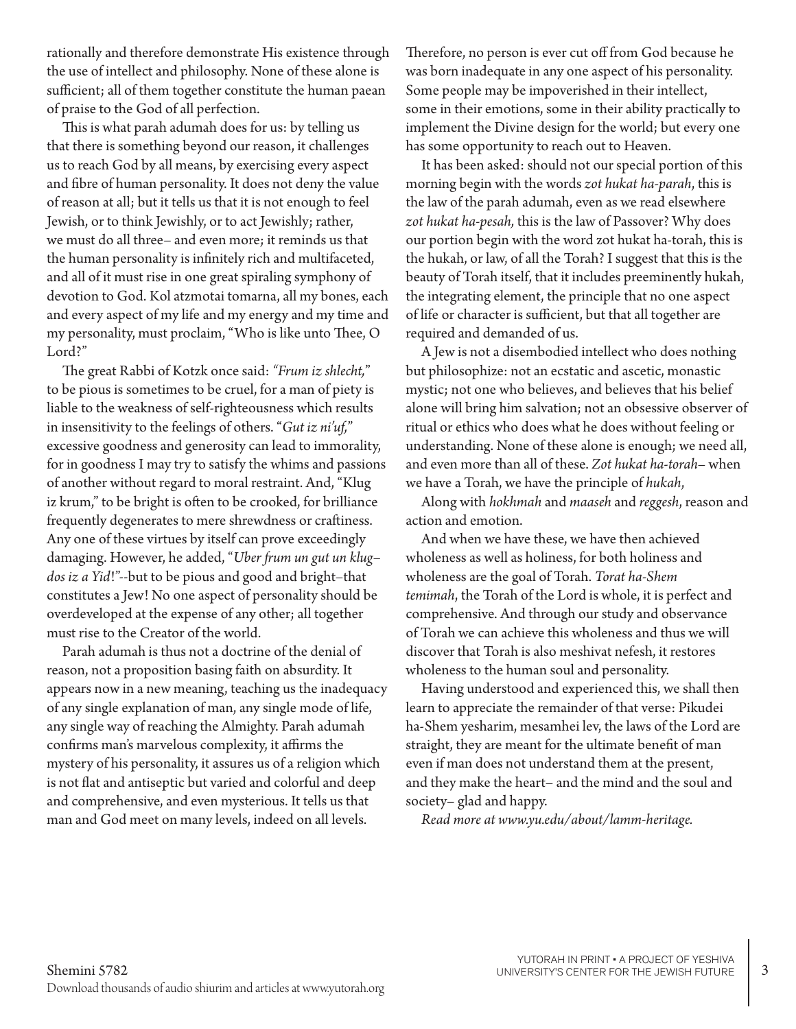rationally and therefore demonstrate His existence through the use of intellect and philosophy. None of these alone is sufficient; all of them together constitute the human paean of praise to the God of all perfection.

This is what parah adumah does for us: by telling us that there is something beyond our reason, it challenges us to reach God by all means, by exercising every aspect and fibre of human personality. It does not deny the value of reason at all; but it tells us that it is not enough to feel Jewish, or to think Jewishly, or to act Jewishly; rather, we must do all three– and even more; it reminds us that the human personality is infinitely rich and multifaceted, and all of it must rise in one great spiraling symphony of devotion to God. Kol atzmotai tomarna, all my bones, each and every aspect of my life and my energy and my time and my personality, must proclaim, "Who is like unto Thee, O Lord?"

The great Rabbi of Kotzk once said: *"Frum iz shlecht,"* to be pious is sometimes to be cruel, for a man of piety is liable to the weakness of self-righteousness which results in insensitivity to the feelings of others. "*Gut iz ni'uf,*" excessive goodness and generosity can lead to immorality, for in goodness I may try to satisfy the whims and passions of another without regard to moral restraint. And, "Klug iz krum," to be bright is often to be crooked, for brilliance frequently degenerates to mere shrewdness or craftiness. Any one of these virtues by itself can prove exceedingly damaging. However, he added, "*Uber frum un gut un klug– dos iz a Yid*!"--but to be pious and good and bright–that constitutes a Jew! No one aspect of personality should be overdeveloped at the expense of any other; all together must rise to the Creator of the world.

Parah adumah is thus not a doctrine of the denial of reason, not a proposition basing faith on absurdity. It appears now in a new meaning, teaching us the inadequacy of any single explanation of man, any single mode of life, any single way of reaching the Almighty. Parah adumah confirms man's marvelous complexity, it affirms the mystery of his personality, it assures us of a religion which is not flat and antiseptic but varied and colorful and deep and comprehensive, and even mysterious. It tells us that man and God meet on many levels, indeed on all levels.

Therefore, no person is ever cut off from God because he was born inadequate in any one aspect of his personality. Some people may be impoverished in their intellect, some in their emotions, some in their ability practically to implement the Divine design for the world; but every one has some opportunity to reach out to Heaven.

It has been asked: should not our special portion of this morning begin with the words *zot hukat ha-parah*, this is the law of the parah adumah, even as we read elsewhere *zot hukat ha-pesah,* this is the law of Passover? Why does our portion begin with the word zot hukat ha-torah, this is the hukah, or law, of all the Torah? I suggest that this is the beauty of Torah itself, that it includes preeminently hukah, the integrating element, the principle that no one aspect of life or character is sufficient, but that all together are required and demanded of us.

A Jew is not a disembodied intellect who does nothing but philosophize: not an ecstatic and ascetic, monastic mystic; not one who believes, and believes that his belief alone will bring him salvation; not an obsessive observer of ritual or ethics who does what he does without feeling or understanding. None of these alone is enough; we need all, and even more than all of these. *Zot hukat ha-torah*– when we have a Torah, we have the principle of *hukah*,

Along with *hokhmah* and *maaseh* and *reggesh*, reason and action and emotion.

And when we have these, we have then achieved wholeness as well as holiness, for both holiness and wholeness are the goal of Torah. *Torat ha-Shem temimah*, the Torah of the Lord is whole, it is perfect and comprehensive. And through our study and observance of Torah we can achieve this wholeness and thus we will discover that Torah is also meshivat nefesh, it restores wholeness to the human soul and personality.

Having understood and experienced this, we shall then learn to appreciate the remainder of that verse: Pikudei ha-Shem yesharim, mesamhei lev, the laws of the Lord are straight, they are meant for the ultimate benefit of man even if man does not understand them at the present, and they make the heart– and the mind and the soul and society– glad and happy.

*Read more at www.yu.edu/about/lamm-heritage.*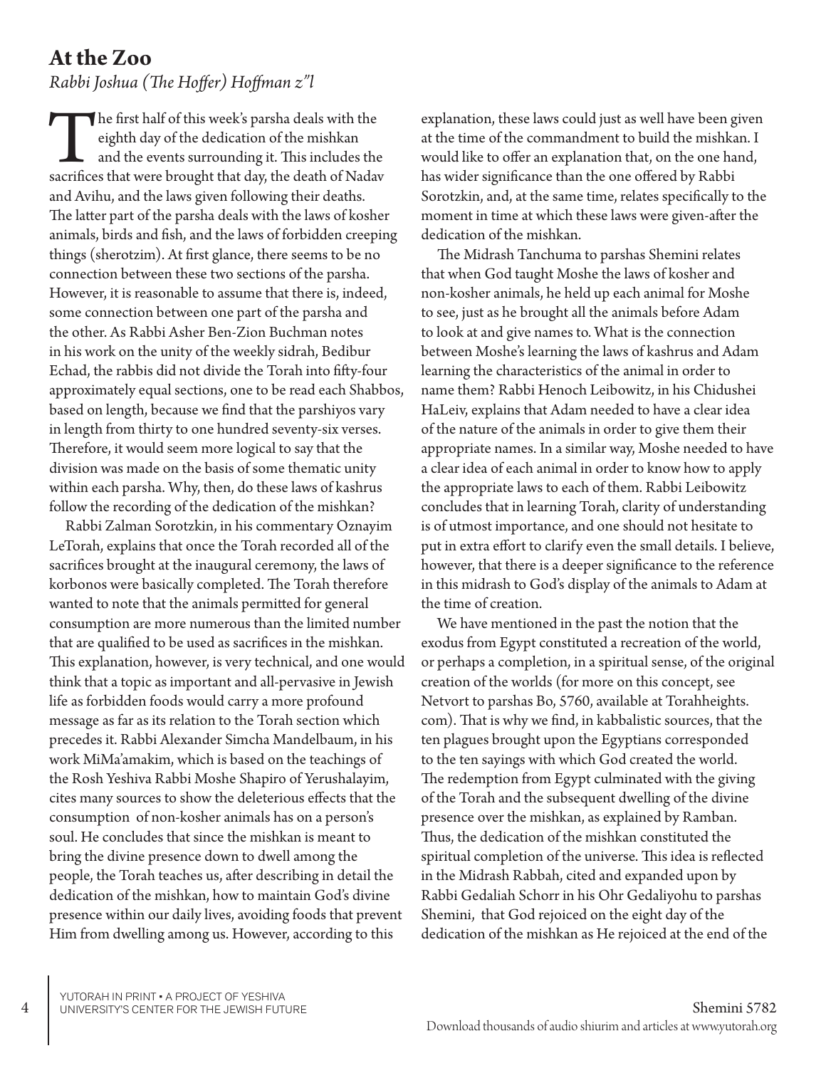## At the Zoo

*Rabbi Joshua (The Hoffer) Hoffman z"l*

The first half of this week's parsha deals with the eighth day of the dedication of the mishkan and the events surrounding it. This includes the sacrifices that were brought that day, the death of Nadav and Avihu, and the laws given following their deaths. The latter part of the parsha deals with the laws of kosher animals, birds and fish, and the laws of forbidden creeping things (sherotzim). At first glance, there seems to be no connection between these two sections of the parsha. However, it is reasonable to assume that there is, indeed, some connection between one part of the parsha and the other. As Rabbi Asher Ben-Zion Buchman notes in his work on the unity of the weekly sidrah, Bedibur Echad, the rabbis did not divide the Torah into fifty-four approximately equal sections, one to be read each Shabbos, based on length, because we find that the parshiyos vary in length from thirty to one hundred seventy-six verses. Therefore, it would seem more logical to say that the division was made on the basis of some thematic unity within each parsha. Why, then, do these laws of kashrus follow the recording of the dedication of the mishkan?

Rabbi Zalman Sorotzkin, in his commentary Oznayim LeTorah, explains that once the Torah recorded all of the sacrifices brought at the inaugural ceremony, the laws of korbonos were basically completed. The Torah therefore wanted to note that the animals permitted for general consumption are more numerous than the limited number that are qualified to be used as sacrifices in the mishkan. This explanation, however, is very technical, and one would think that a topic as important and all-pervasive in Jewish life as forbidden foods would carry a more profound message as far as its relation to the Torah section which precedes it. Rabbi Alexander Simcha Mandelbaum, in his work MiMa'amakim, which is based on the teachings of the Rosh Yeshiva Rabbi Moshe Shapiro of Yerushalayim, cites many sources to show the deleterious effects that the consumption of non-kosher animals has on a person's soul. He concludes that since the mishkan is meant to bring the divine presence down to dwell among the people, the Torah teaches us, after describing in detail the dedication of the mishkan, how to maintain God's divine presence within our daily lives, avoiding foods that prevent Him from dwelling among us. However, according to this explanation, these laws could just as well have been given at the time of the commandment to build the mishkan. I would like to offer an explanation that, on the one hand, has wider significance than the one offered by Rabbi Sorotzkin, and, at the same time, relates specifically to the moment in time at which these laws were given-after the dedication of the mishkan.

The Midrash Tanchuma to parshas Shemini relates that when God taught Moshe the laws of kosher and non-kosher animals, he held up each animal for Moshe to see, just as he brought all the animals before Adam to look at and give names to. What is the connection between Moshe's learning the laws of kashrus and Adam learning the characteristics of the animal in order to name them? Rabbi Henoch Leibowitz, in his Chidushei HaLeiv, explains that Adam needed to have a clear idea of the nature of the animals in order to give them their appropriate names. In a similar way, Moshe needed to have a clear idea of each animal in order to know how to apply the appropriate laws to each of them. Rabbi Leibowitz concludes that in learning Torah, clarity of understanding is of utmost importance, and one should not hesitate to put in extra effort to clarify even the small details. I believe, however, that there is a deeper significance to the reference in this midrash to God's display of the animals to Adam at the time of creation.

We have mentioned in the past the notion that the exodus from Egypt constituted a recreation of the world, or perhaps a completion, in a spiritual sense, of the original creation of the worlds (for more on this concept, see Netvort to parshas Bo, 5760, available at Torahheights.com). That is why we find, in kabbalistic sources, that the ten plagues brought upon the Egyptians corresponded to the ten sayings with which God created the world. The redemption from Egypt culminated with the giving of the Torah and the subsequent dwelling of the divine presence over the mishkan, as explained by Ramban. Thus, the dedication of the mishkan constituted the spiritual completion of the universe. This idea is reflected in the Midrash Rabbah, cited and expanded upon by Rabbi Gedaliah Schorr in his Ohr Gedaliyohu to parshas Shemini, that God rejoiced on the eight day of the dedication of the mishkan as He rejoiced at the end of the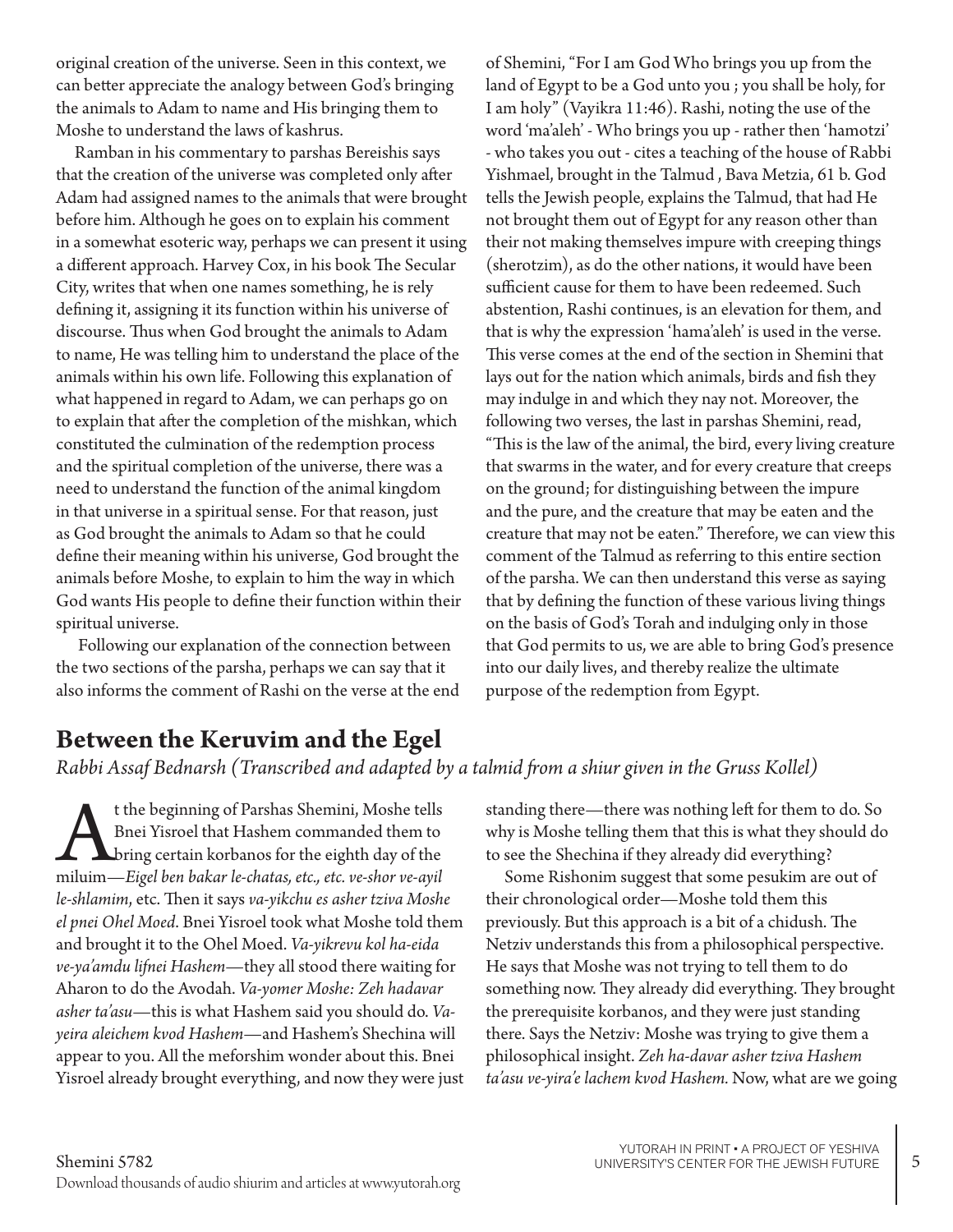original creation of the universe. Seen in this context, we can better appreciate the analogy between God's bringing the animals to Adam to name and His bringing them to Moshe to understand the laws of kashrus.

Ramban in his commentary to parshas Bereishis says that the creation of the universe was completed only after Adam had assigned names to the animals that were brought before him. Although he goes on to explain his comment in a somewhat esoteric way, perhaps we can present it using a different approach. Harvey Cox, in his book The Secular City, writes that when one names something, he is rely defining it, assigning it its function within his universe of discourse. Thus when God brought the animals to Adam to name, He was telling him to understand the place of the animals within his own life. Following this explanation of what happened in regard to Adam, we can perhaps go on to explain that after the completion of the mishkan, which constituted the culmination of the redemption process and the spiritual completion of the universe, there was a need to understand the function of the animal kingdom in that universe in a spiritual sense. For that reason, just as God brought the animals to Adam so that he could define their meaning within his universe, God brought the animals before Moshe, to explain to him the way in which God wants His people to define their function within their spiritual universe.

Following our explanation of the connection between the two sections of the parsha, perhaps we can say that it also informs the comment of Rashi on the verse at the end of Shemini, "For I am God Who brings you up from the land of Egypt to be a God unto you ; you shall be holy, for I am holy" (Vayikra 11:46). Rashi, noting the use of the word 'ma'aleh' - Who brings you up - rather then 'hamotzi' - who takes you out - cites a teaching of the house of Rabbi Yishmael, brought in the Talmud , Bava Metzia, 61 b. God tells the Jewish people, explains the Talmud, that had He not brought them out of Egypt for any reason other than their not making themselves impure with creeping things (sherotzim), as do the other nations, it would have been sufficient cause for them to have been redeemed. Such abstention, Rashi continues, is an elevation for them, and that is why the expression 'hama'aleh' is used in the verse. This verse comes at the end of the section in Shemini that lays out for the nation which animals, birds and fish they may indulge in and which they nay not. Moreover, the following two verses, the last in parshas Shemini, read, "This is the law of the animal, the bird, every living creature that swarms in the water, and for every creature that creeps on the ground; for distinguishing between the impure and the pure, and the creature that may be eaten and the creature that may not be eaten." Therefore, we can view this comment of the Talmud as referring to this entire section of the parsha. We can then understand this verse as saying that by defining the function of these various living things on the basis of God's Torah and indulging only in those that God permits to us, we are able to bring God's presence into our daily lives, and thereby realize the ultimate purpose of the redemption from Egypt.

## Between the Keruvim and the Egel

*Rabbi Assaf Bednarsh (Transcribed and adapted by a talmid from a shiur given in the Gruss Kollel)*

At the beginning of Parshas Shemini, Moshe tells Bnei Yisroel that Hashem commanded them to bring certain korbanos for the eighth day of the miluim—*Eigel ben bakar le-chatas, etc., etc. ve-shor ve-ayil le-shlamim*, etc. Then it says *va-yikchu es asher tziva Moshe el pnei Ohel Moed*. Bnei Yisroel took what Moshe told them and brought it to the Ohel Moed. *Va-yikrevu kol ha-eida ve-ya'amdu lifnei Hashem*—they all stood there waiting for Aharon to do the Avodah. *Va-yomer Moshe: Zeh hadavar asher ta'asu*—this is what Hashem said you should do. *Va-yeira aleichem kvod Hashem*—and Hashem's Shechina will appear to you. All the meforshim wonder about this. Bnei Yisroel already brought everything, and now they were just standing there—there was nothing left for them to do. So why is Moshe telling them that this is what they should do to see the Shechina if they already did everything?

Some Rishonim suggest that some pesukim are out of their chronological order—Moshe told them this previously. But this approach is a bit of a chidush. The Netziv understands this from a philosophical perspective. He says that Moshe was not trying to tell them to do something now. They already did everything. They brought the prerequisite korbanos, and they were just standing there. Says the Netziv: Moshe was trying to give them a philosophical insight. *Zeh ha-davar asher tziva Hashem ta'asu ve-yira'e lachem kvod Hashem.* Now, what are we going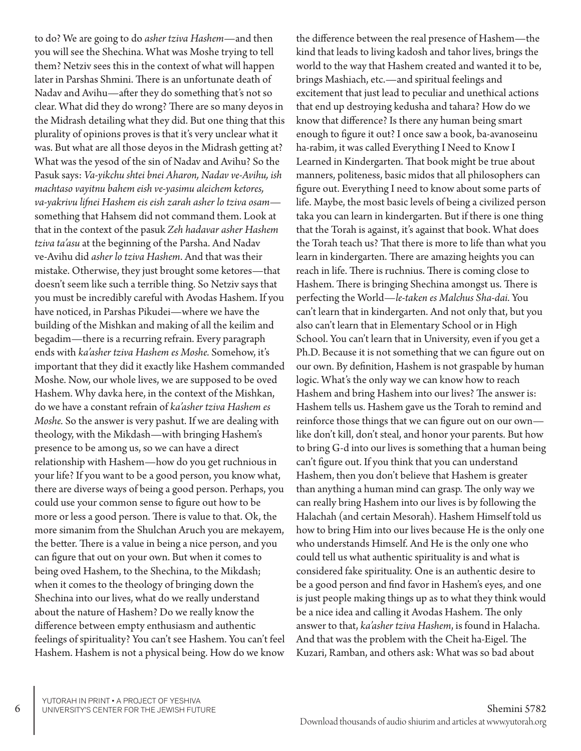to do? We are going to do *asher tziva Hashem*—and then you will see the Shechina. What was Moshe trying to tell them? Netziv sees this in the context of what will happen later in Parshas Shmini. There is an unfortunate death of Nadav and Avihu—after they do something that's not so clear. What did they do wrong? There are so many deyos in the Midrash detailing what they did. But one thing that this plurality of opinions proves is that it's very unclear what it was. But what are all those deyos in the Midrash getting at? What was the yesod of the sin of Nadav and Avihu? So the Pasuk says: *Va-yikchu shtei bnei Aharon, Nadav ve-Avihu, ish machtaso vayitnu bahem eish ve-yasimu aleichem ketores, va-yakrivu lifnei Hashem eis eish zarah asher lo tziva osam*—something that Hahsem did not command them. Look at that in the context of the pasuk *Zeh hadavar asher Hashem tziva ta'asu* at the beginning of the Parsha. And Nadav ve-Avihu did *asher lo tziva Hashem*. And that was their mistake. Otherwise, they just brought some ketores—that doesn't seem like such a terrible thing. So Netziv says that you must be incredibly careful with Avodas Hashem. If you have noticed, in Parshas Pikudei—where we have the building of the Mishkan and making of all the keilim and begadim—there is a recurring refrain. Every paragraph ends with *ka'asher tziva Hashem es Moshe.* Somehow, it's important that they did it exactly like Hashem commanded Moshe. Now, our whole lives, we are supposed to be oved Hashem. Why davka here, in the context of the Mishkan, do we have a constant refrain of *ka'asher tziva Hashem es Moshe.* So the answer is very pashut. If we are dealing with theology, with the Mikdash—with bringing Hashem's presence to be among us, so we can have a direct relationship with Hashem—how do you get ruchnious in your life? If you want to be a good person, you know what, there are diverse ways of being a good person. Perhaps, you could use your common sense to figure out how to be more or less a good person. There is value to that. Ok, the more simanim from the Shulchan Aruch you are mekayem, the better. There is a value in being a nice person, and you can figure that out on your own. But when it comes to being oved Hashem, to the Shechina, to the Mikdash; when it comes to the theology of bringing down the Shechina into our lives, what do we really understand about the nature of Hashem? Do we really know the difference between empty enthusiasm and authentic feelings of spirituality? You can't see Hashem. You can't feel Hashem. Hashem is not a physical being. How do we know the difference between the real presence of Hashem—the kind that leads to living kadosh and tahor lives, brings the world to the way that Hashem created and wanted it to be, brings Mashiach, etc.—and spiritual feelings and excitement that just lead to peculiar and unethical actions that end up destroying kedusha and tahara? How do we know that difference? Is there any human being smart enough to figure it out? I once saw a book, ba-avanoseinu ha-rabim, it was called Everything I Need to Know I Learned in Kindergarten. That book might be true about manners, politeness, basic midos that all philosophers can figure out. Everything I need to know about some parts of life. Maybe, the most basic levels of being a civilized person taka you can learn in kindergarten. But if there is one thing that the Torah is against, it's against that book. What does the Torah teach us? That there is more to life than what you learn in kindergarten. There are amazing heights you can reach in life. There is ruchnius. There is coming close to Hashem. There is bringing Shechina amongst us. There is perfecting the World—*le-taken es Malchus Sha-dai.* You can't learn that in kindergarten. And not only that, but you also can't learn that in Elementary School or in High School. You can't learn that in University, even if you get a Ph.D. Because it is not something that we can figure out on our own. By definition, Hashem is not graspable by human logic. What's the only way we can know how to reach Hashem and bring Hashem into our lives? The answer is: Hashem tells us. Hashem gave us the Torah to remind and reinforce those things that we can figure out on our own—like don't kill, don't steal, and honor your parents. But how to bring G-d into our lives is something that a human being can't figure out. If you think that you can understand Hashem, then you don't believe that Hashem is greater than anything a human mind can grasp. The only way we can really bring Hashem into our lives is by following the Halachah (and certain Mesorah). Hashem Himself told us how to bring Him into our lives because He is the only one who understands Himself. And He is the only one who could tell us what authentic spirituality is and what is considered fake spirituality. One is an authentic desire to be a good person and find favor in Hashem's eyes, and one is just people making things up as to what they think would be a nice idea and calling it Avodas Hashem. The only answer to that, *ka'asher tziva Hashem*, is found in Halacha. And that was the problem with the Cheit ha-Eigel. The Kuzari, Ramban, and others ask: What was so bad about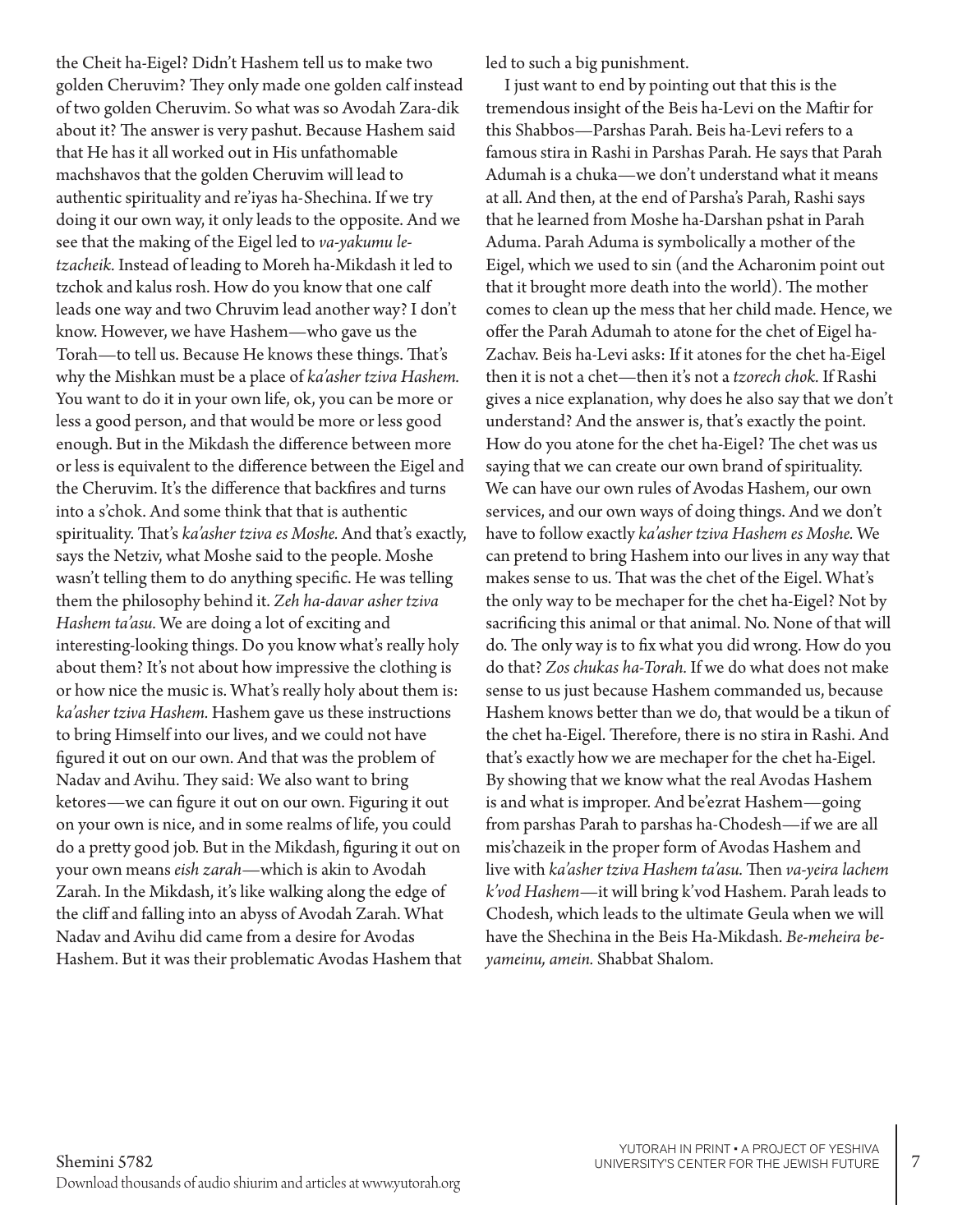the Cheit ha-Eigel? Didn't Hashem tell us to make two golden Cheruvim? They only made one golden calf instead of two golden Cheruvim. So what was so Avodah Zara-dik about it? The answer is very pashut. Because Hashem said that He has it all worked out in His unfathomable machshavos that the golden Cheruvim will lead to authentic spirituality and re'iyas ha-Shechina. If we try doing it our own way, it only leads to the opposite. And we see that the making of the Eigel led to *va-yakumu le-tzacheik.* Instead of leading to Moreh ha-Mikdash it led to tzchok and kalus rosh. How do you know that one calf leads one way and two Chruvim lead another way? I don't know. However, we have Hashem—who gave us the Torah—to tell us. Because He knows these things. That's why the Mishkan must be a place of *ka'asher tziva Hashem.* You want to do it in your own life, ok, you can be more or less a good person, and that would be more or less good enough. But in the Mikdash the difference between more or less is equivalent to the difference between the Eigel and the Cheruvim. It's the difference that backfires and turns into a s'chok. And some think that that is authentic spirituality. That's *ka'asher tziva es Moshe.* And that's exactly, says the Netziv, what Moshe said to the people. Moshe wasn't telling them to do anything specific. He was telling them the philosophy behind it. *Zeh ha-davar asher tziva Hashem ta'asu.* We are doing a lot of exciting and interesting-looking things. Do you know what's really holy about them? It's not about how impressive the clothing is or how nice the music is. What's really holy about them is: *ka'asher tziva Hashem.* Hashem gave us these instructions to bring Himself into our lives, and we could not have figured it out on our own. And that was the problem of Nadav and Avihu. They said: We also want to bring ketores—we can figure it out on our own. Figuring it out on your own is nice, and in some realms of life, you could do a pretty good job. But in the Mikdash, figuring it out on your own means *eish zarah*—which is akin to Avodah Zarah. In the Mikdash, it's like walking along the edge of the cliff and falling into an abyss of Avodah Zarah. What Nadav and Avihu did came from a desire for Avodas Hashem. But it was their problematic Avodas Hashem that led to such a big punishment.

I just want to end by pointing out that this is the tremendous insight of the Beis ha-Levi on the Maftir for this Shabbos—Parshas Parah. Beis ha-Levi refers to a famous stira in Rashi in Parshas Parah. He says that Parah Adumah is a chuka—we don't understand what it means at all. And then, at the end of Parsha's Parah, Rashi says that he learned from Moshe ha-Darshan pshat in Parah Aduma. Parah Aduma is symbolically a mother of the Eigel, which we used to sin (and the Acharonim point out that it brought more death into the world). The mother comes to clean up the mess that her child made. Hence, we offer the Parah Adumah to atone for the chet of Eigel ha-Zachav. Beis ha-Levi asks: If it atones for the chet ha-Eigel then it is not a chet—then it's not a *tzorech chok.* If Rashi gives a nice explanation, why does he also say that we don't understand? And the answer is, that's exactly the point. How do you atone for the chet ha-Eigel? The chet was us saying that we can create our own brand of spirituality. We can have our own rules of Avodas Hashem, our own services, and our own ways of doing things. And we don't have to follow exactly *ka'asher tziva Hashem es Moshe.* We can pretend to bring Hashem into our lives in any way that makes sense to us. That was the chet of the Eigel. What's the only way to be mechaper for the chet ha-Eigel? Not by sacrificing this animal or that animal. No. None of that will do. The only way is to fix what you did wrong. How do you do that? *Zos chukas ha-Torah.* If we do what does not make sense to us just because Hashem commanded us, because Hashem knows better than we do, that would be a tikun of the chet ha-Eigel. Therefore, there is no stira in Rashi. And that's exactly how we are mechaper for the chet ha-Eigel. By showing that we know what the real Avodas Hashem is and what is improper. And be'ezrat Hashem—going from parshas Parah to parshas ha-Chodesh—if we are all mis'chazeik in the proper form of Avodas Hashem and live with *ka'asher tziva Hashem ta'asu.* Then *va-yeira lachem k'vod Hashem*—it will bring k'vod Hashem. Parah leads to Chodesh, which leads to the ultimate Geula when we will have the Shechina in the Beis Ha-Mikdash. *Be-meheira be-yameinu, amein.* Shabbat Shalom.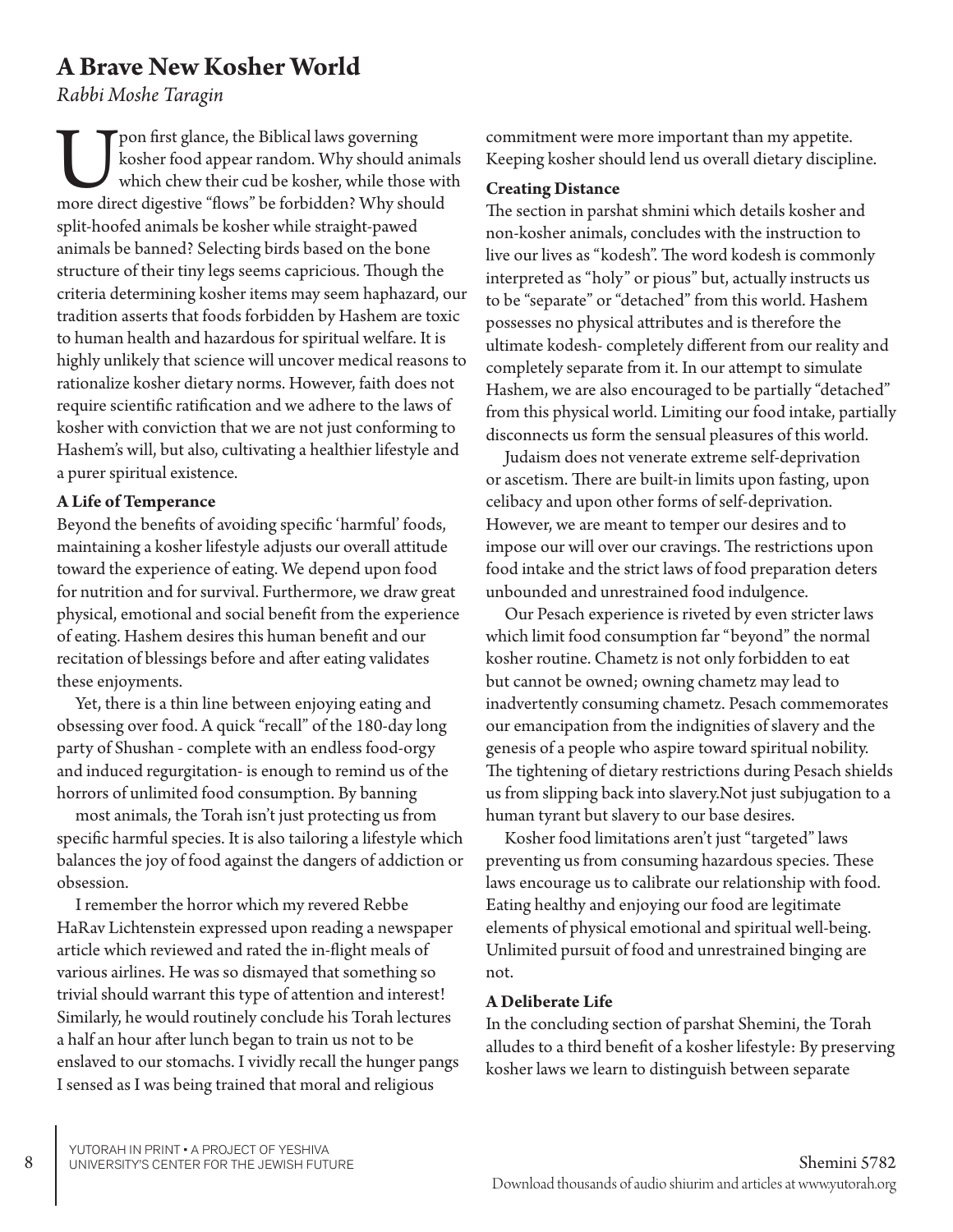# A Brave New Kosher World

*Rabbi Moshe Taragin*

Upon first glance, the Biblical laws governing kosher food appear random. Why should animals which chew their cud be kosher, while those with more direct digestive "flows" be forbidden? Why should split-hoofed animals be kosher while straight-pawed animals be banned? Selecting birds based on the bone structure of their tiny legs seems capricious. Though the criteria determining kosher items may seem haphazard, our tradition asserts that foods forbidden by Hashem are toxic to human health and hazardous for spiritual welfare. It is highly unlikely that science will uncover medical reasons to rationalize kosher dietary norms. However, faith does not require scientific ratification and we adhere to the laws of kosher with conviction that we are not just conforming to Hashem's will, but also, cultivating a healthier lifestyle and a purer spiritual existence.

**A Life of Temperance**

Beyond the benefits of avoiding specific 'harmful' foods, maintaining a kosher lifestyle adjusts our overall attitude toward the experience of eating. We depend upon food for nutrition and for survival. Furthermore, we draw great physical, emotional and social benefit from the experience of eating. Hashem desires this human benefit and our recitation of blessings before and after eating validates these enjoyments.

Yet, there is a thin line between enjoying eating and obsessing over food. A quick "recall" of the 180-day long party of Shushan - complete with an endless food-orgy and induced regurgitation- is enough to remind us of the horrors of unlimited food consumption. By banning most animals, the Torah isn't just protecting us from specific harmful species. It is also tailoring a lifestyle which balances the joy of food against the dangers of addiction or obsession.

I remember the horror which my revered Rebbe HaRav Lichtenstein expressed upon reading a newspaper article which reviewed and rated the in-flight meals of various airlines. He was so dismayed that something so trivial should warrant this type of attention and interest! Similarly, he would routinely conclude his Torah lectures a half an hour after lunch began to train us not to be enslaved to our stomachs. I vividly recall the hunger pangs I sensed as I was being trained that moral and religious commitment were more important than my appetite. Keeping kosher should lend us overall dietary discipline.

**Creating Distance**

The section in parshat shmini which details kosher and non-kosher animals, concludes with the instruction to live our lives as "kodesh". The word kodesh is commonly interpreted as "holy" or pious" but, actually instructs us to be "separate" or "detached" from this world. Hashem possesses no physical attributes and is therefore the ultimate kodesh- completely different from our reality and completely separate from it. In our attempt to simulate Hashem, we are also encouraged to be partially "detached" from this physical world. Limiting our food intake, partially disconnects us form the sensual pleasures of this world.

Judaism does not venerate extreme self-deprivation or ascetism. There are built-in limits upon fasting, upon celibacy and upon other forms of self-deprivation. However, we are meant to temper our desires and to impose our will over our cravings. The restrictions upon food intake and the strict laws of food preparation deters unbounded and unrestrained food indulgence.

Our Pesach experience is riveted by even stricter laws which limit food consumption far "beyond" the normal kosher routine. Chametz is not only forbidden to eat but cannot be owned; owning chametz may lead to inadvertently consuming chametz. Pesach commemorates our emancipation from the indignities of slavery and the genesis of a people who aspire toward spiritual nobility. The tightening of dietary restrictions during Pesach shields us from slipping back into slavery.Not just subjugation to a human tyrant but slavery to our base desires.

Kosher food limitations aren't just "targeted" laws preventing us from consuming hazardous species. These laws encourage us to calibrate our relationship with food. Eating healthy and enjoying our food are legitimate elements of physical emotional and spiritual well-being. Unlimited pursuit of food and unrestrained binging are not.

**A Deliberate Life**

In the concluding section of parshat Shemini, the Torah alludes to a third benefit of a kosher lifestyle: By preserving kosher laws we learn to distinguish between separate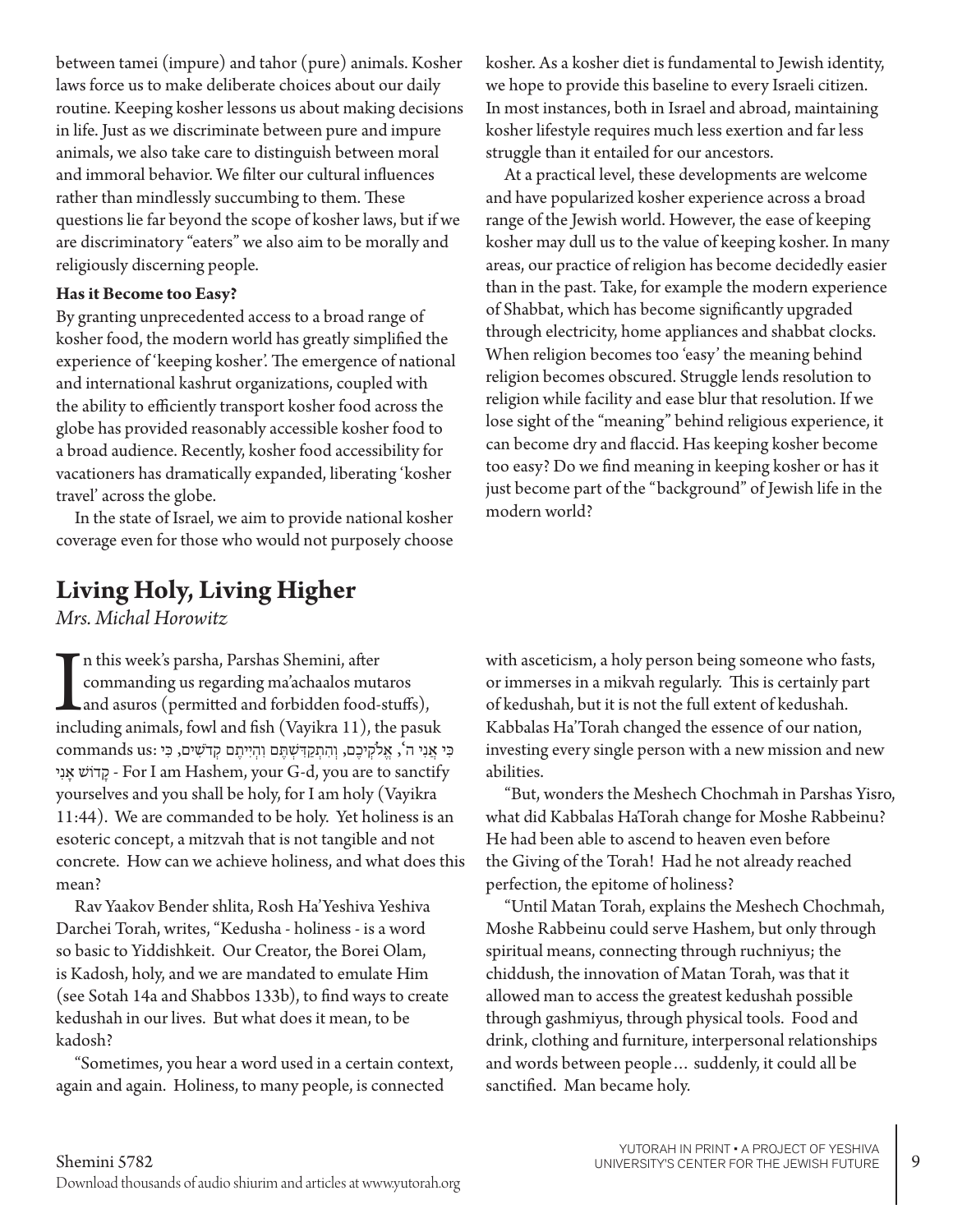between tamei (impure) and tahor (pure) animals. Kosher laws force us to make deliberate choices about our daily routine. Keeping kosher lessons us about making decisions in life. Just as we discriminate between pure and impure animals, we also take care to distinguish between moral and immoral behavior. We filter our cultural influences rather than mindlessly succumbing to them. These questions lie far beyond the scope of kosher laws, but if we are discriminatory "eaters" we also aim to be morally and religiously discerning people.

**Has it Become too Easy?**

By granting unprecedented access to a broad range of kosher food, the modern world has greatly simplified the experience of 'keeping kosher'. The emergence of national and international kashrut organizations, coupled with the ability to efficiently transport kosher food across the globe has provided reasonably accessible kosher food to a broad audience. Recently, kosher food accessibility for vacationers has dramatically expanded, liberating 'kosher travel' across the globe.

In the state of Israel, we aim to provide national kosher coverage even for those who would not purposely choose kosher. As a kosher diet is fundamental to Jewish identity, we hope to provide this baseline to every Israeli citizen. In most instances, both in Israel and abroad, maintaining kosher lifestyle requires much less exertion and far less struggle than it entailed for our ancestors.

At a practical level, these developments are welcome and have popularized kosher experience across a broad range of the Jewish world. However, the ease of keeping kosher may dull us to the value of keeping kosher. In many areas, our practice of religion has become decidedly easier than in the past. Take, for example the modern experience of Shabbat, which has become significantly upgraded through electricity, home appliances and shabbat clocks. When religion becomes too 'easy' the meaning behind religion becomes obscured. Struggle lends resolution to religion while facility and ease blur that resolution. If we lose sight of the "meaning" behind religious experience, it can become dry and flaccid. Has keeping kosher become too easy? Do we find meaning in keeping kosher or has it just become part of the "background" of Jewish life in the modern world?

# Living Holy, Living Higher

*Mrs. Michal Horowitz*

In this week's parsha, Parshas Shemini, after commanding us regarding ma'achaalos mutaros and asuros (permitted and forbidden food-stuffs), including animals, fowl and fish (Vayikra 11), the pasuk commands us: כִּי אֲנִי ה', אֱלֹקֵיכֶם, וְהִתְקַדִּשְׁתֶּם וִהְיִיתֶם קְדֹשִׁים, כִּי קָדוֹשׁ אָנִי - For I am Hashem, your G-d, you are to sanctify yourselves and you shall be holy, for I am holy (Vayikra 11:44). We are commanded to be holy. Yet holiness is an esoteric concept, a mitzvah that is not tangible and not concrete. How can we achieve holiness, and what does this mean?

Rav Yaakov Bender shlita, Rosh Ha'Yeshiva Yeshiva Darchei Torah, writes, "Kedusha - holiness - is a word so basic to Yiddishkeit. Our Creator, the Borei Olam, is Kadosh, holy, and we are mandated to emulate Him (see Sotah 14a and Shabbos 133b), to find ways to create kedushah in our lives. But what does it mean, to be kadosh?

"Sometimes, you hear a word used in a certain context, again and again. Holiness, to many people, is connected with asceticism, a holy person being someone who fasts, or immerses in a mikvah regularly. This is certainly part of kedushah, but it is not the full extent of kedushah. Kabbalas Ha'Torah changed the essence of our nation, investing every single person with a new mission and new abilities.

"But, wonders the Meshech Chochmah in Parshas Yisro, what did Kabbalas HaTorah change for Moshe Rabbeinu? He had been able to ascend to heaven even before the Giving of the Torah! Had he not already reached perfection, the epitome of holiness?

"Until Matan Torah, explains the Meshech Chochmah, Moshe Rabbeinu could serve Hashem, but only through spiritual means, connecting through ruchniyus; the chiddush, the innovation of Matan Torah, was that it allowed man to access the greatest kedushah possible through gashmiyus, through physical tools. Food and drink, clothing and furniture, interpersonal relationships and words between people… suddenly, it could all be sanctified. Man became holy.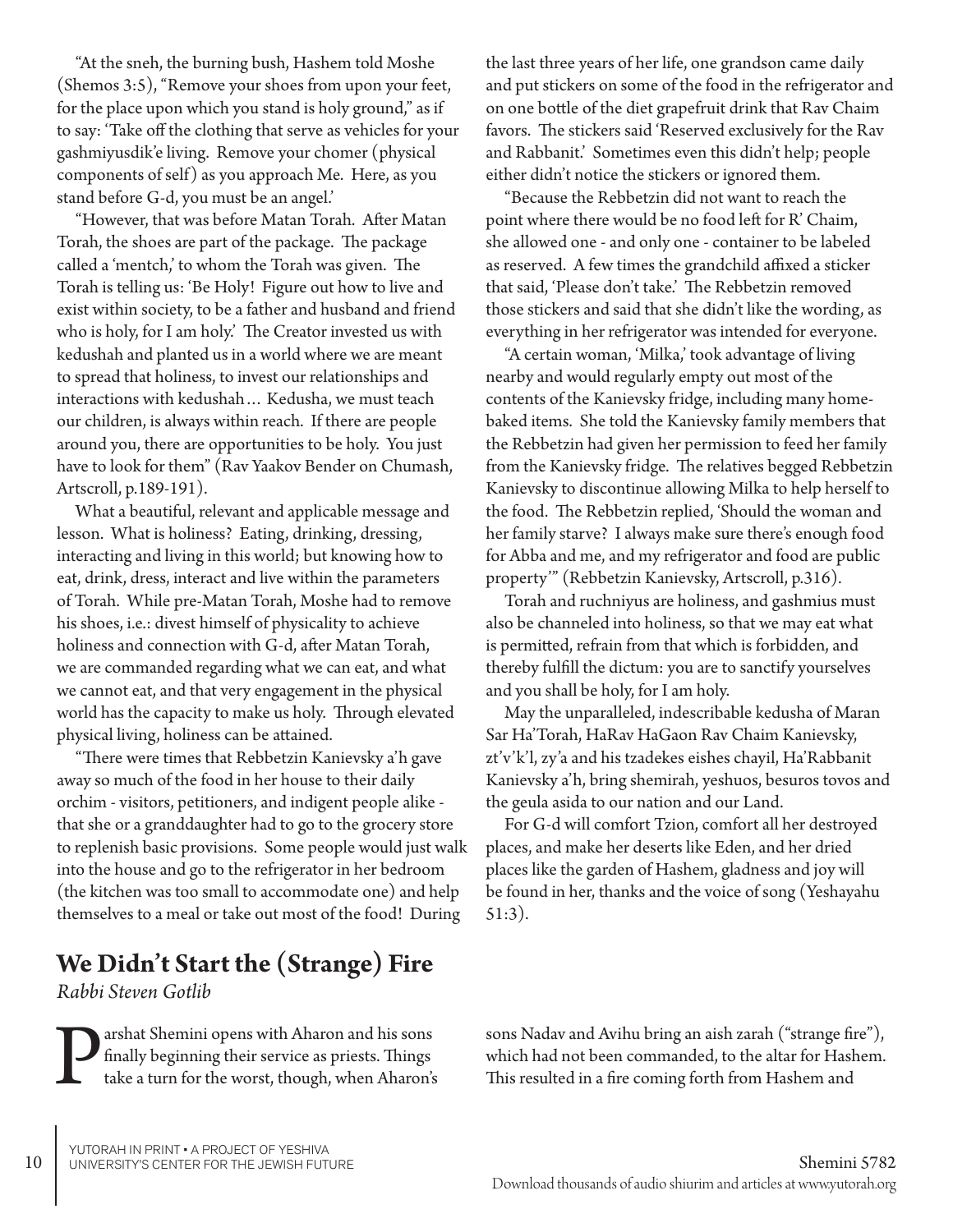"At the sneh, the burning bush, Hashem told Moshe (Shemos 3:5), "Remove your shoes from upon your feet, for the place upon which you stand is holy ground," as if to say: 'Take off the clothing that serve as vehicles for your gashmiyusdik'e living. Remove your chomer (physical components of self) as you approach Me. Here, as you stand before G-d, you must be an angel.'

"However, that was before Matan Torah. After Matan Torah, the shoes are part of the package. The package called a 'mentch,' to whom the Torah was given. The Torah is telling us: 'Be Holy! Figure out how to live and exist within society, to be a father and husband and friend who is holy, for I am holy.' The Creator invested us with kedushah and planted us in a world where we are meant to spread that holiness, to invest our relationships and interactions with kedushah… Kedusha, we must teach our children, is always within reach. If there are people around you, there are opportunities to be holy. You just have to look for them" (Rav Yaakov Bender on Chumash, Artscroll, p.189-191).

What a beautiful, relevant and applicable message and lesson. What is holiness? Eating, drinking, dressing, interacting and living in this world; but knowing how to eat, drink, dress, interact and live within the parameters of Torah. While pre-Matan Torah, Moshe had to remove his shoes, i.e.: divest himself of physicality to achieve holiness and connection with G-d, after Matan Torah, we are commanded regarding what we can eat, and what we cannot eat, and that very engagement in the physical world has the capacity to make us holy. Through elevated physical living, holiness can be attained.

"There were times that Rebbetzin Kanievsky a'h gave away so much of the food in her house to their daily orchim - visitors, petitioners, and indigent people alike - that she or a granddaughter had to go to the grocery store to replenish basic provisions. Some people would just walk into the house and go to the refrigerator in her bedroom (the kitchen was too small to accommodate one) and help themselves to a meal or take out most of the food! During the last three years of her life, one grandson came daily and put stickers on some of the food in the refrigerator and on one bottle of the diet grapefruit drink that Rav Chaim favors. The stickers said 'Reserved exclusively for the Rav and Rabbanit.' Sometimes even this didn't help; people either didn't notice the stickers or ignored them.

"Because the Rebbetzin did not want to reach the point where there would be no food left for R' Chaim, she allowed one - and only one - container to be labeled as reserved. A few times the grandchild affixed a sticker that said, 'Please don't take.' The Rebbetzin removed those stickers and said that she didn't like the wording, as everything in her refrigerator was intended for everyone.

"A certain woman, 'Milka,' took advantage of living nearby and would regularly empty out most of the contents of the Kanievsky fridge, including many home-baked items. She told the Kanievsky family members that the Rebbetzin had given her permission to feed her family from the Kanievsky fridge. The relatives begged Rebbetzin Kanievsky to discontinue allowing Milka to help herself to the food. The Rebbetzin replied, 'Should the woman and her family starve? I always make sure there's enough food for Abba and me, and my refrigerator and food are public property'" (Rebbetzin Kanievsky, Artscroll, p.316).

Torah and ruchniyus are holiness, and gashmius must also be channeled into holiness, so that we may eat what is permitted, refrain from that which is forbidden, and thereby fulfill the dictum: you are to sanctify yourselves and you shall be holy, for I am holy.

May the unparalleled, indescribable kedusha of Maran Sar Ha'Torah, HaRav HaGaon Rav Chaim Kanievsky, zt'v'k'l, zy'a and his tzadekes eishes chayil, Ha'Rabbanit Kanievsky a'h, bring shemirah, yeshuos, besuros tovos and the geula asida to our nation and our Land.

For G-d will comfort Tzion, comfort all her destroyed places, and make her deserts like Eden, and her dried places like the garden of Hashem, gladness and joy will be found in her, thanks and the voice of song (Yeshayahu 51:3).

## We Didn't Start the (Strange) Fire

*Rabbi Steven Gotlib*

Parshat Shemini opens with Aharon and his sons finally beginning their service as priests. Things take a turn for the worst, though, when Aharon's sons Nadav and Avihu bring an aish zarah ("strange fire"), which had not been commanded, to the altar for Hashem. This resulted in a fire coming forth from Hashem and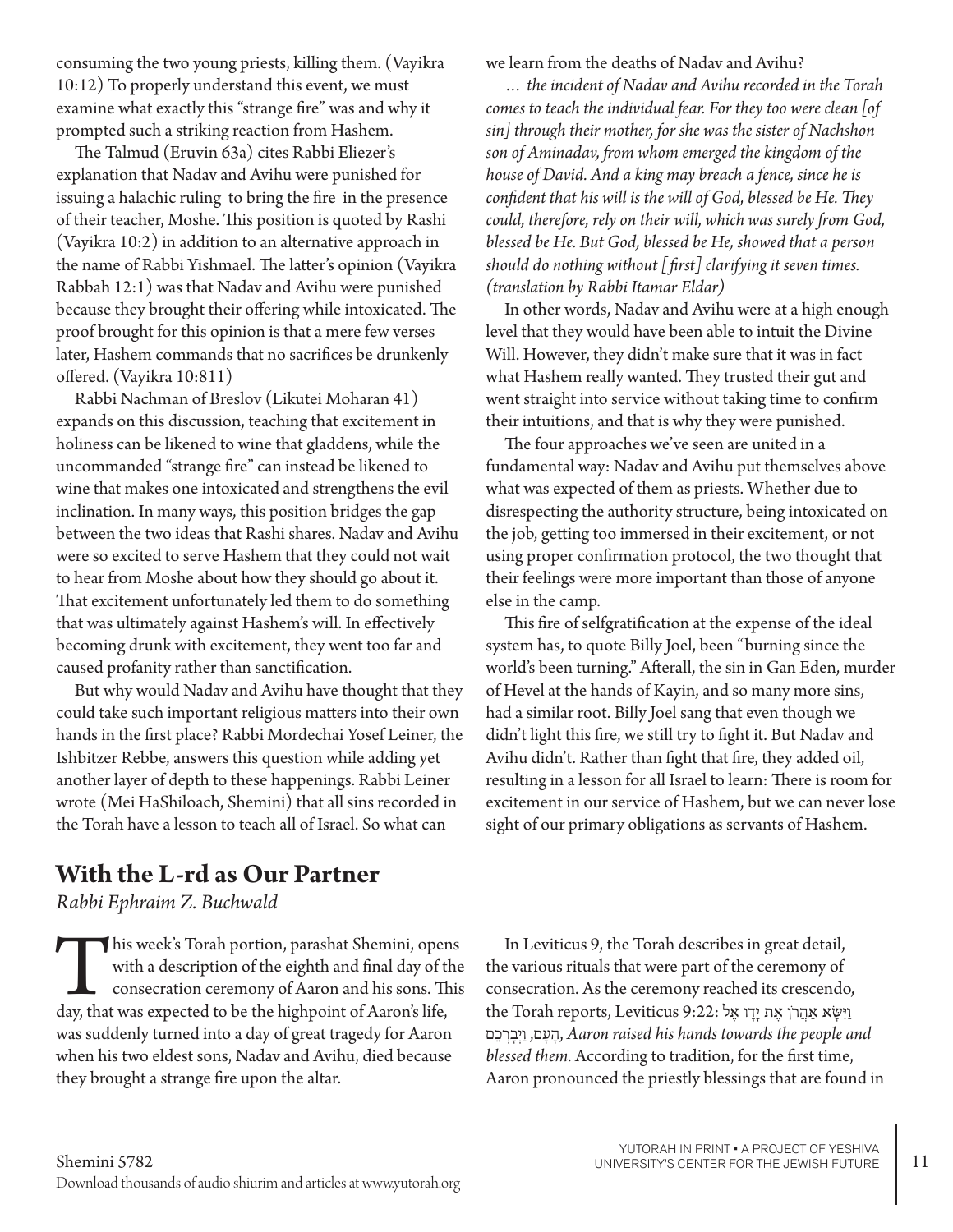consuming the two young priests, killing them. (Vayikra 10:12) To properly understand this event, we must examine what exactly this "strange fire" was and why it prompted such a striking reaction from Hashem.

The Talmud (Eruvin 63a) cites Rabbi Eliezer's explanation that Nadav and Avihu were punished for issuing a halachic ruling to bring the fire in the presence of their teacher, Moshe. This position is quoted by Rashi (Vayikra 10:2) in addition to an alternative approach in the name of Rabbi Yishmael. The latter's opinion (Vayikra Rabbah 12:1) was that Nadav and Avihu were punished because they brought their offering while intoxicated. The proof brought for this opinion is that a mere few verses later, Hashem commands that no sacrifices be drunkenly offered. (Vayikra 10:811)

Rabbi Nachman of Breslov (Likutei Moharan 41) expands on this discussion, teaching that excitement in holiness can be likened to wine that gladdens, while the uncommanded "strange fire" can instead be likened to wine that makes one intoxicated and strengthens the evil inclination. In many ways, this position bridges the gap between the two ideas that Rashi shares. Nadav and Avihu were so excited to serve Hashem that they could not wait to hear from Moshe about how they should go about it. That excitement unfortunately led them to do something that was ultimately against Hashem's will. In effectively becoming drunk with excitement, they went too far and caused profanity rather than sanctification.

But why would Nadav and Avihu have thought that they could take such important religious matters into their own hands in the first place? Rabbi Mordechai Yosef Leiner, the Ishbitzer Rebbe, answers this question while adding yet another layer of depth to these happenings. Rabbi Leiner wrote (Mei HaShiloach, Shemini) that all sins recorded in the Torah have a lesson to teach all of Israel. So what can we learn from the deaths of Nadav and Avihu?

*… the incident of Nadav and Avihu recorded in the Torah comes to teach the individual fear. For they too were clean [of sin] through their mother, for she was the sister of Nachshon son of Aminadav, from whom emerged the kingdom of the house of David. And a king may breach a fence, since he is confident that his will is the will of God, blessed be He. They could, therefore, rely on their will, which was surely from God, blessed be He. But God, blessed be He, showed that a person should do nothing without [first] clarifying it seven times. (translation by Rabbi Itamar Eldar)*

In other words, Nadav and Avihu were at a high enough level that they would have been able to intuit the Divine Will. However, they didn't make sure that it was in fact what Hashem really wanted. They trusted their gut and went straight into service without taking time to confirm their intuitions, and that is why they were punished.

The four approaches we've seen are united in a fundamental way: Nadav and Avihu put themselves above what was expected of them as priests. Whether due to disrespecting the authority structure, being intoxicated on the job, getting too immersed in their excitement, or not using proper confirmation protocol, the two thought that their feelings were more important than those of anyone else in the camp.

This fire of selfgratification at the expense of the ideal system has, to quote Billy Joel, been "burning since the world's been turning." Afterall, the sin in Gan Eden, murder of Hevel at the hands of Kayin, and so many more sins, had a similar root. Billy Joel sang that even though we didn't light this fire, we still try to fight it. But Nadav and Avihu didn't. Rather than fight that fire, they added oil, resulting in a lesson for all Israel to learn: There is room for excitement in our service of Hashem, but we can never lose sight of our primary obligations as servants of Hashem.

## With the L-rd as Our Partner

*Rabbi Ephraim Z. Buchwald*

This week's Torah portion, parashat Shemini, opens with a description of the eighth and final day of the consecration ceremony of Aaron and his sons. This day, that was expected to be the highpoint of Aaron's life, was suddenly turned into a day of great tragedy for Aaron when his two eldest sons, Nadav and Avihu, died because they brought a strange fire upon the altar.

In Leviticus 9, the Torah describes in great detail, the various rituals that were part of the ceremony of consecration. As the ceremony reached its crescendo, the Torah reports, Leviticus 9:22: וַיִּשָּׂא אַהֲרֹן אֶת יָדָו אֶל הָעָם, וַיְבָרְכֵם, *Aaron raised his hands towards the people and blessed them.* According to tradition, for the first time, Aaron pronounced the priestly blessings that are found in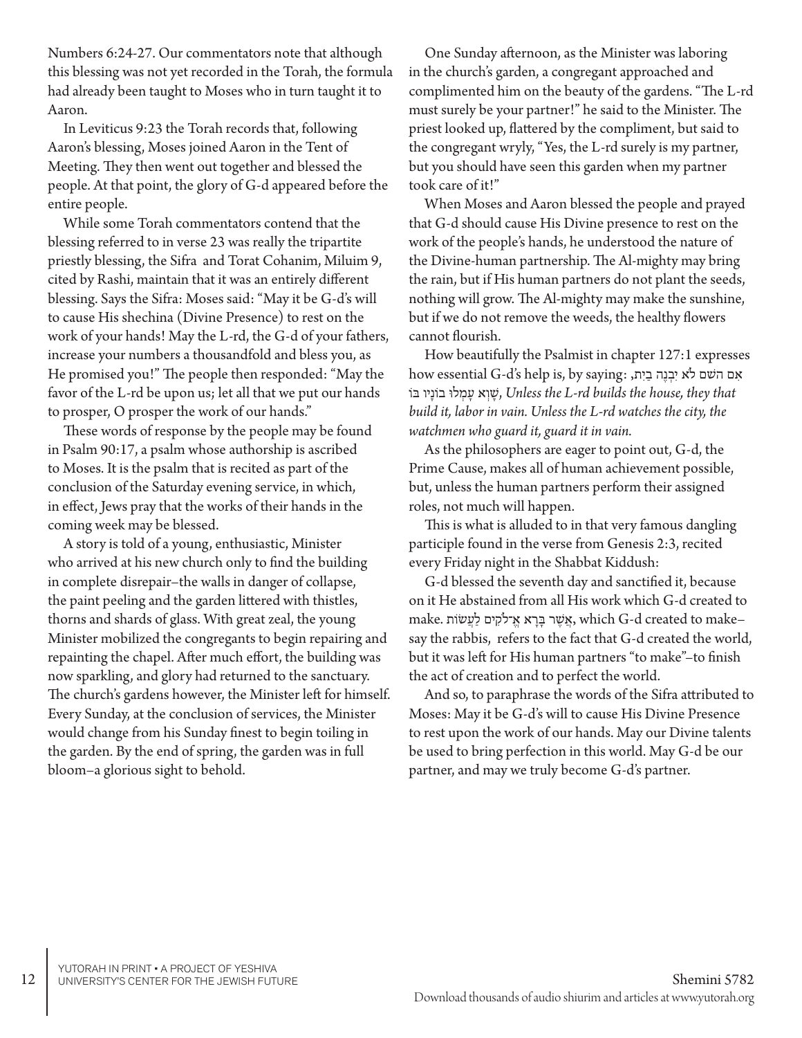Numbers 6:24-27. Our commentators note that although this blessing was not yet recorded in the Torah, the formula had already been taught to Moses who in turn taught it to Aaron.

In Leviticus 9:23 the Torah records that, following Aaron's blessing, Moses joined Aaron in the Tent of Meeting. They then went out together and blessed the people. At that point, the glory of G-d appeared before the entire people.

While some Torah commentators contend that the blessing referred to in verse 23 was really the tripartite priestly blessing, the Sifra and Torat Cohanim, Miluim 9, cited by Rashi, maintain that it was an entirely different blessing. Says the Sifra: Moses said: "May it be G-d's will to cause His shechina (Divine Presence) to rest on the work of your hands! May the L-rd, the G-d of your fathers, increase your numbers a thousandfold and bless you, as He promised you!" The people then responded: "May the favor of the L-rd be upon us; let all that we put our hands to prosper, O prosper the work of our hands."

These words of response by the people may be found in Psalm 90:17, a psalm whose authorship is ascribed to Moses. It is the psalm that is recited as part of the conclusion of the Saturday evening service, in which, in effect, Jews pray that the works of their hands in the coming week may be blessed.

A story is told of a young, enthusiastic, Minister who arrived at his new church only to find the building in complete disrepair–the walls in danger of collapse, the paint peeling and the garden littered with thistles, thorns and shards of glass. With great zeal, the young Minister mobilized the congregants to begin repairing and repainting the chapel. After much effort, the building was now sparkling, and glory had returned to the sanctuary. The church's gardens however, the Minister left for himself. Every Sunday, at the conclusion of services, the Minister would change from his Sunday finest to begin toiling in the garden. By the end of spring, the garden was in full bloom–a glorious sight to behold.

One Sunday afternoon, as the Minister was laboring in the church's garden, a congregant approached and complimented him on the beauty of the gardens. "The L-rd must surely be your partner!" he said to the Minister. The priest looked up, flattered by the compliment, but said to the congregant wryly, "Yes, the L-rd surely is my partner, but you should have seen this garden when my partner took care of it!"

When Moses and Aaron blessed the people and prayed that G-d should cause His Divine presence to rest on the work of the people's hands, he understood the nature of the Divine-human partnership. The Al-mighty may bring the rain, but if His human partners do not plant the seeds, nothing will grow. The Al-mighty may make the sunshine, but if we do not remove the weeds, the healthy flowers cannot flourish.

How beautifully the Psalmist in chapter 127:1 expresses how essential G-d's help is, by saying: אִם השם לֹא יִבְנֶה בַיִת, שָׁוְא עָמְלוּ בוֹנָיו בּוֹ, *Unless the L-rd builds the house, they that build it, labor in vain. Unless the L-rd watches the city, the watchmen who guard it, guard it in vain.*

As the philosophers are eager to point out, G-d, the Prime Cause, makes all of human achievement possible, but, unless the human partners perform their assigned roles, not much will happen.

This is what is alluded to in that very famous dangling participle found in the verse from Genesis 2:3, recited every Friday night in the Shabbat Kiddush:

G-d blessed the seventh day and sanctified it, because on it He abstained from all His work which G-d created to make. אֲשֶׁר בָּרָא אֱ־לֹקִים לַעֲשׂוֹת, which G-d created to make–say the rabbis, refers to the fact that G-d created the world, but it was left for His human partners "to make"–to finish the act of creation and to perfect the world.

And so, to paraphrase the words of the Sifra attributed to Moses: May it be G-d's will to cause His Divine Presence to rest upon the work of our hands. May our Divine talents be used to bring perfection in this world. May G-d be our partner, and may we truly become G-d's partner.